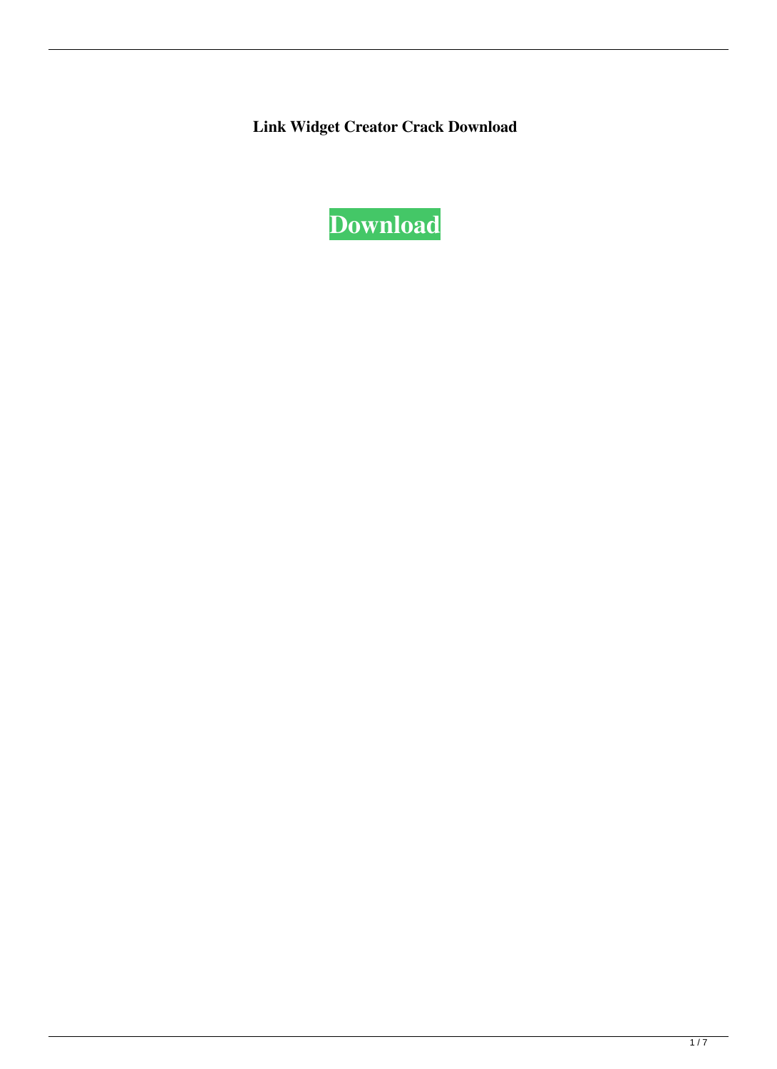**Link Widget Creator Crack Download**

**Download**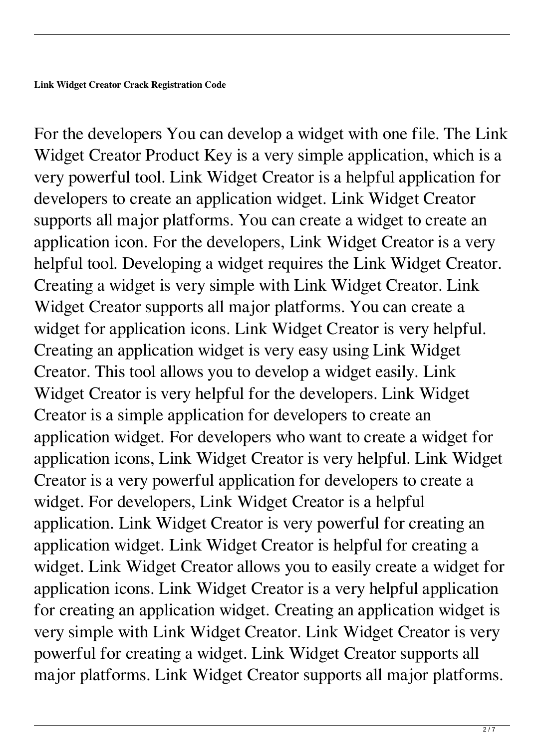**Link Widget Creator Crack Registration Code**

For the developers You can develop a widget with one file. The Link Widget Creator Product Key is a very simple application, which is a very powerful tool. Link Widget Creator is a helpful application for developers to create an application widget. Link Widget Creator supports all major platforms. You can create a widget to create an application icon. For the developers, Link Widget Creator is a very helpful tool. Developing a widget requires the Link Widget Creator. Creating a widget is very simple with Link Widget Creator. Link Widget Creator supports all major platforms. You can create a widget for application icons. Link Widget Creator is very helpful. Creating an application widget is very easy using Link Widget Creator. This tool allows you to develop a widget easily. Link Widget Creator is very helpful for the developers. Link Widget Creator is a simple application for developers to create an application widget. For developers who want to create a widget for application icons, Link Widget Creator is very helpful. Link Widget Creator is a very powerful application for developers to create a widget. For developers, Link Widget Creator is a helpful application. Link Widget Creator is very powerful for creating an application widget. Link Widget Creator is helpful for creating a widget. Link Widget Creator allows you to easily create a widget for application icons. Link Widget Creator is a very helpful application for creating an application widget. Creating an application widget is very simple with Link Widget Creator. Link Widget Creator is very powerful for creating a widget. Link Widget Creator supports all major platforms. Link Widget Creator supports all major platforms.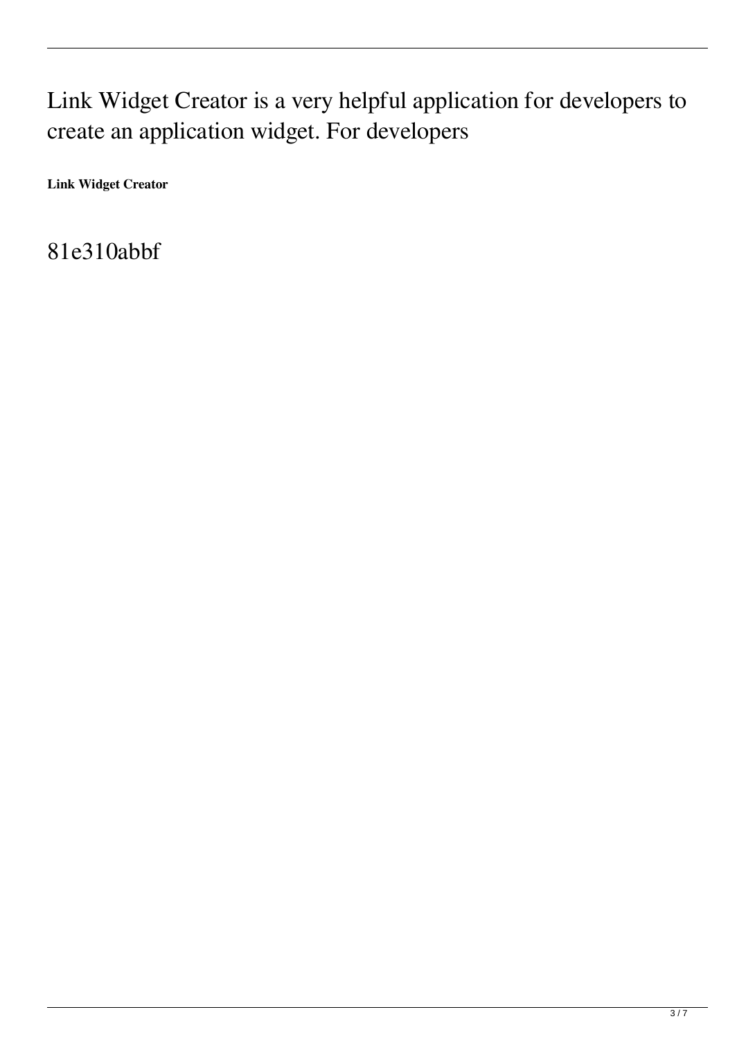Link Widget Creator is a very helpful application for developers to create an application widget. For developers

**Link Widget Creator**

81e310abbf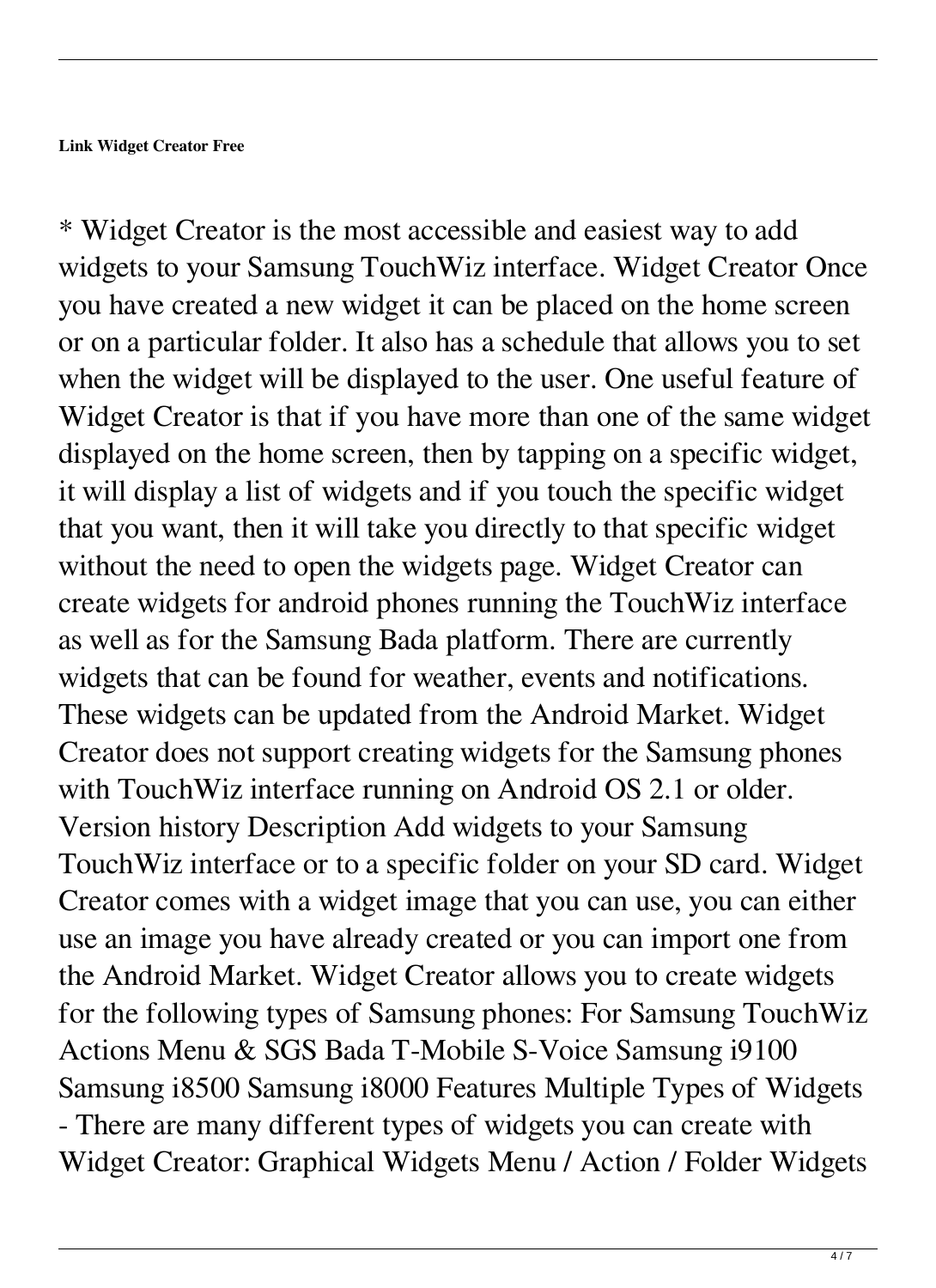**Link Widget Creator Free**

* Widget Creator is the most accessible and easiest way to add widgets to your Samsung TouchWiz interface. Widget Creator Once you have created a new widget it can be placed on the home screen or on a particular folder. It also has a schedule that allows you to set when the widget will be displayed to the user. One useful feature of Widget Creator is that if you have more than one of the same widget displayed on the home screen, then by tapping on a specific widget, it will display a list of widgets and if you touch the specific widget that you want, then it will take you directly to that specific widget without the need to open the widgets page. Widget Creator can create widgets for android phones running the TouchWiz interface as well as for the Samsung Bada platform. There are currently widgets that can be found for weather, events and notifications. These widgets can be updated from the Android Market. Widget Creator does not support creating widgets for the Samsung phones with TouchWiz interface running on Android OS 2.1 or older. Version history Description Add widgets to your Samsung TouchWiz interface or to a specific folder on your SD card. Widget Creator comes with a widget image that you can use, you can either use an image you have already created or you can import one from the Android Market. Widget Creator allows you to create widgets for the following types of Samsung phones: For Samsung TouchWiz Actions Menu & SGS Bada T-Mobile S-Voice Samsung i9100 Samsung i8500 Samsung i8000 Features Multiple Types of Widgets - There are many different types of widgets you can create with Widget Creator: Graphical Widgets Menu / Action / Folder Widgets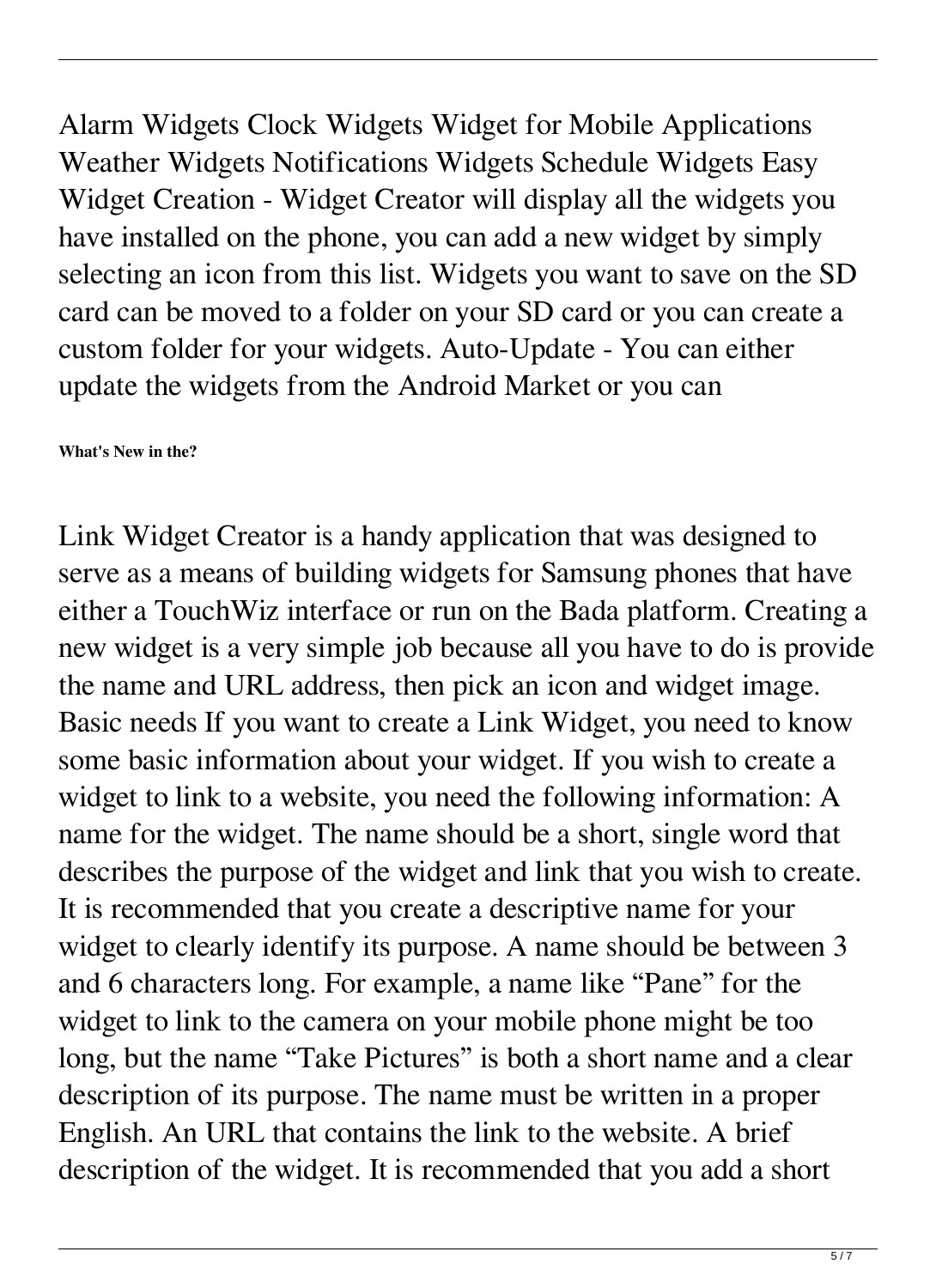Alarm Widgets Clock Widgets Widget for Mobile Applications Weather Widgets Notifications Widgets Schedule Widgets Easy Widget Creation - Widget Creator will display all the widgets you have installed on the phone, you can add a new widget by simply selecting an icon from this list. Widgets you want to save on the SD card can be moved to a folder on your SD card or you can create a custom folder for your widgets. Auto-Update - You can either update the widgets from the Android Market or you can

**What's New in the?**

Link Widget Creator is a handy application that was designed to serve as a means of building widgets for Samsung phones that have either a TouchWiz interface or run on the Bada platform. Creating a new widget is a very simple job because all you have to do is provide the name and URL address, then pick an icon and widget image. Basic needs If you want to create a Link Widget, you need to know some basic information about your widget. If you wish to create a widget to link to a website, you need the following information: A name for the widget. The name should be a short, single word that describes the purpose of the widget and link that you wish to create. It is recommended that you create a descriptive name for your widget to clearly identify its purpose. A name should be between 3 and 6 characters long. For example, a name like “Pane” for the widget to link to the camera on your mobile phone might be too long, but the name “Take Pictures” is both a short name and a clear description of its purpose. The name must be written in a proper English. An URL that contains the link to the website. A brief description of the widget. It is recommended that you add a short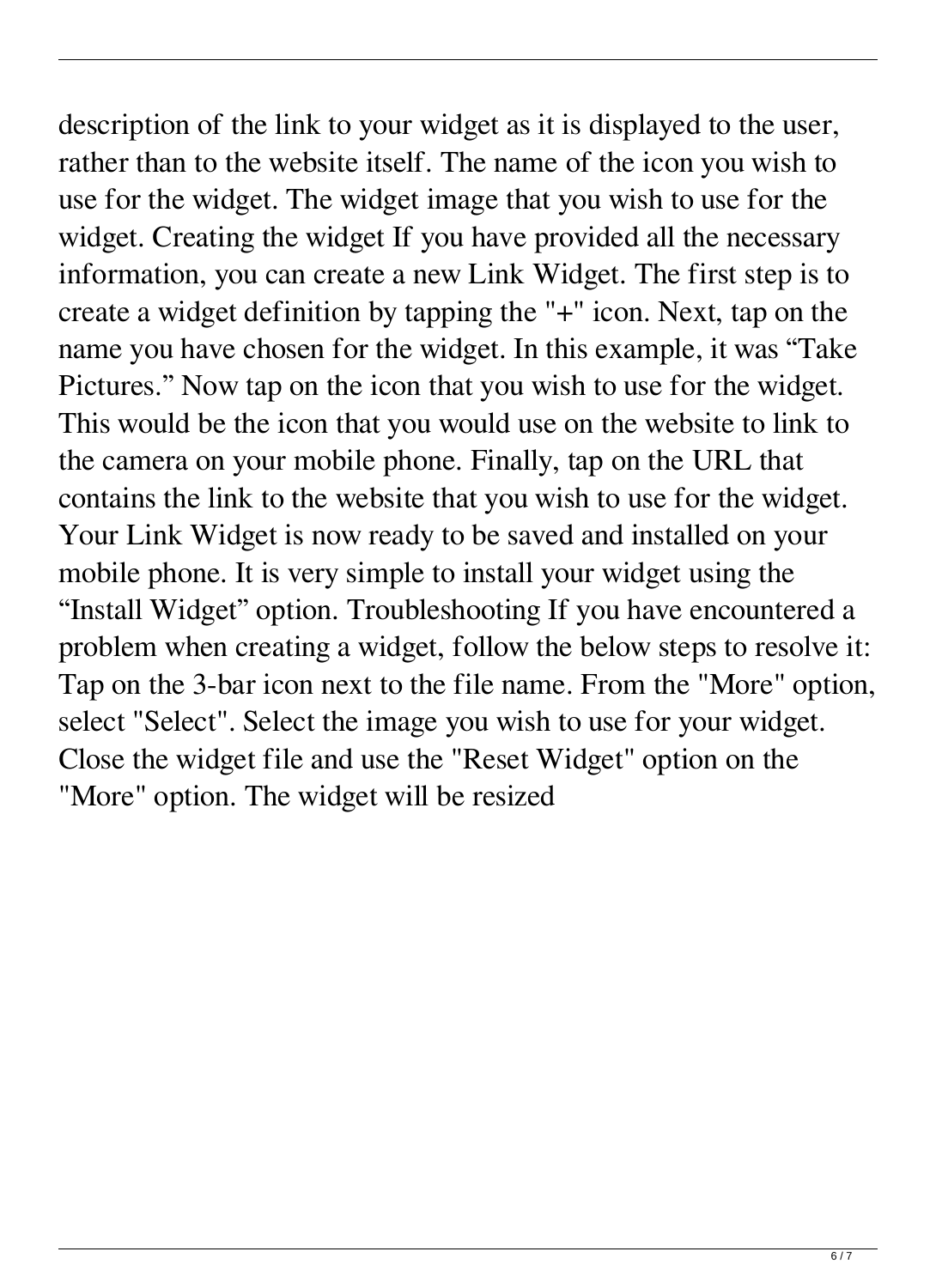description of the link to your widget as it is displayed to the user, rather than to the website itself. The name of the icon you wish to use for the widget. The widget image that you wish to use for the widget. Creating the widget If you have provided all the necessary information, you can create a new Link Widget. The first step is to create a widget definition by tapping the "+" icon. Next, tap on the name you have chosen for the widget. In this example, it was “Take Pictures.” Now tap on the icon that you wish to use for the widget. This would be the icon that you would use on the website to link to the camera on your mobile phone. Finally, tap on the URL that contains the link to the website that you wish to use for the widget. Your Link Widget is now ready to be saved and installed on your mobile phone. It is very simple to install your widget using the “Install Widget” option. Troubleshooting If you have encountered a problem when creating a widget, follow the below steps to resolve it: Tap on the 3-bar icon next to the file name. From the "More" option, select "Select". Select the image you wish to use for your widget. Close the widget file and use the "Reset Widget" option on the "More" option. The widget will be resized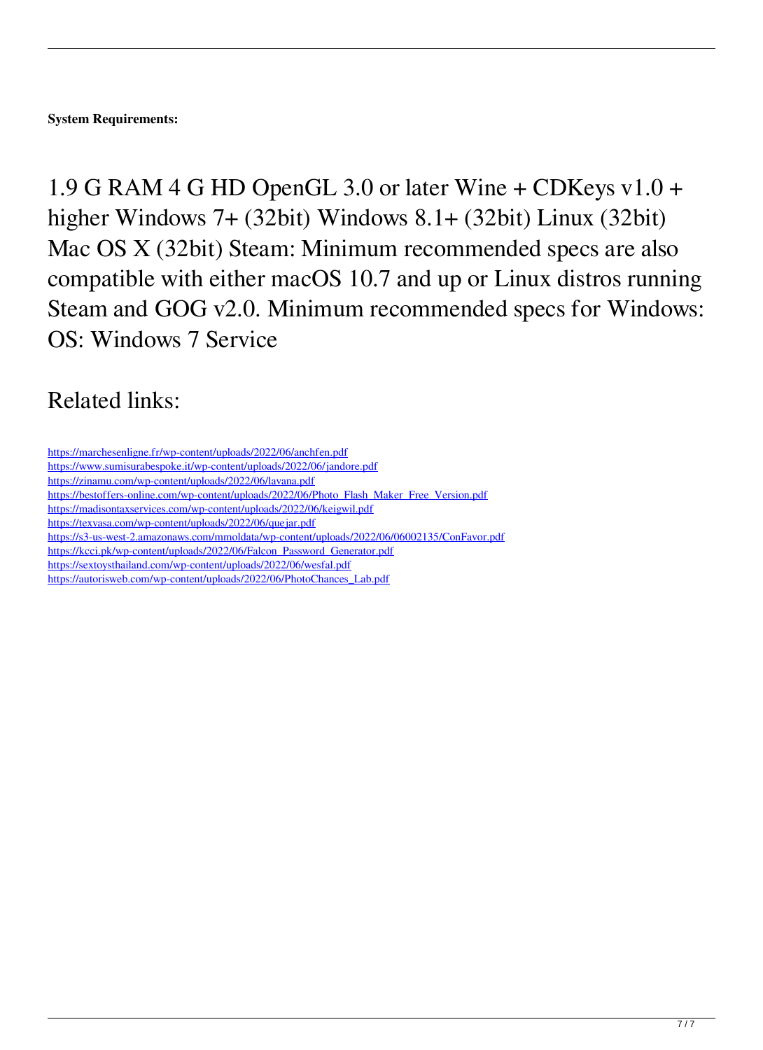**System Requirements:**

1.9 G RAM 4 G HD OpenGL 3.0 or later Wine + CDKeys v1.0 + higher Windows 7+ (32bit) Windows 8.1+ (32bit) Linux (32bit) Mac OS X (32bit) Steam: Minimum recommended specs are also compatible with either macOS 10.7 and up or Linux distros running Steam and GOG v2.0. Minimum recommended specs for Windows: OS: Windows 7 Service

Related links:

https://marchesenligne.fr/wp-content/uploads/2022/06/anchfen.pdf
https://www.sumisurabespoke.it/wp-content/uploads/2022/06/jandore.pdf
https://zinamu.com/wp-content/uploads/2022/06/lavana.pdf
https://bestoffers-online.com/wp-content/uploads/2022/06/Photo_Flash_Maker_Free_Version.pdf
https://madisontaxservices.com/wp-content/uploads/2022/06/keigwil.pdf
https://texvasa.com/wp-content/uploads/2022/06/quejar.pdf
https://s3-us-west-2.amazonaws.com/mmoldata/wp-content/uploads/2022/06/06002135/ConFavor.pdf
https://kcci.pk/wp-content/uploads/2022/06/Falcon_Password_Generator.pdf
https://sextoysthailand.com/wp-content/uploads/2022/06/wesfal.pdf
https://autorisweb.com/wp-content/uploads/2022/06/PhotoChances_Lab.pdf